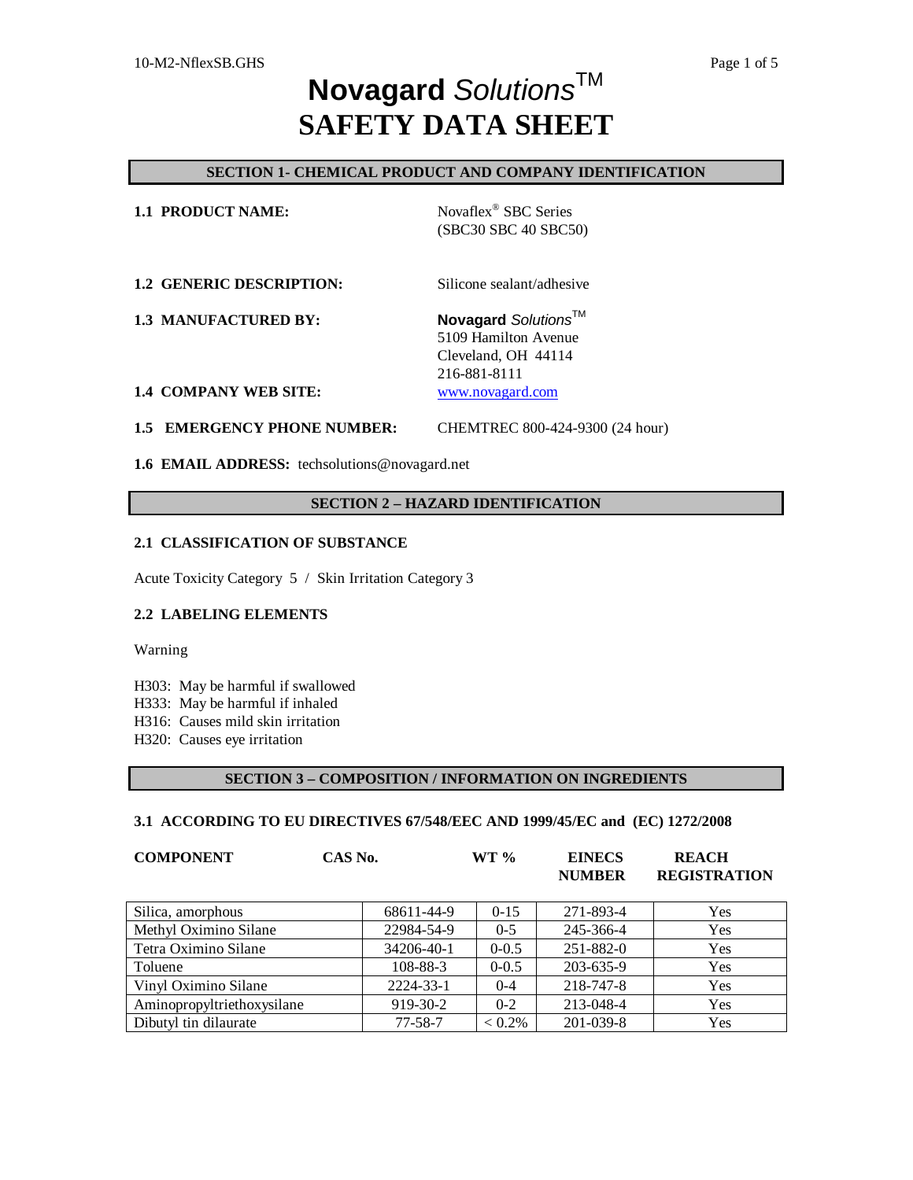# **Novagard** *Solutions*™
# SAFETY DATA SHEET

## SECTION 1- CHEMICAL PRODUCT AND COMPANY IDENTIFICATION

**1.1 PRODUCT NAME:** Novaflex® SBC Series (SBC30 SBC 40 SBC50)

**1.2 GENERIC DESCRIPTION:** Silicone sealant/adhesive

**1.3 MANUFACTURED BY:** **Novagard** *Solutions*™
5109 Hamilton Avenue
Cleveland, OH 44114
216-881-8111

**1.4 COMPANY WEB SITE:** www.novagard.com

**1.5 EMERGENCY PHONE NUMBER:** CHEMTREC 800-424-9300 (24 hour)

**1.6 EMAIL ADDRESS:** techsolutions@novagard.net

## SECTION 2 – HAZARD IDENTIFICATION

### 2.1 CLASSIFICATION OF SUBSTANCE

Acute Toxicity Category 5 / Skin Irritation Category 3

### 2.2 LABELING ELEMENTS

Warning

H303: May be harmful if swallowed
H333: May be harmful if inhaled
H316: Causes mild skin irritation
H320: Causes eye irritation

## SECTION 3 – COMPOSITION / INFORMATION ON INGREDIENTS

### 3.1 ACCORDING TO EU DIRECTIVES 67/548/EEC AND 1999/45/EC and (EC) 1272/2008

| COMPONENT | CAS No. | WT % | EINECS NUMBER | REACH REGISTRATION |
|---|---|---|---|---|
| Silica, amorphous | 68611-44-9 | 0-15 | 271-893-4 | Yes |
| Methyl Oximino Silane | 22984-54-9 | 0-5 | 245-366-4 | Yes |
| Tetra Oximino Silane | 34206-40-1 | 0-0.5 | 251-882-0 | Yes |
| Toluene | 108-88-3 | 0-0.5 | 203-635-9 | Yes |
| Vinyl Oximino Silane | 2224-33-1 | 0-4 | 218-747-8 | Yes |
| Aminopropyltriethoxysilane | 919-30-2 | 0-2 | 213-048-4 | Yes |
| Dibutyl tin dilaurate | 77-58-7 | < 0.2% | 201-039-8 | Yes |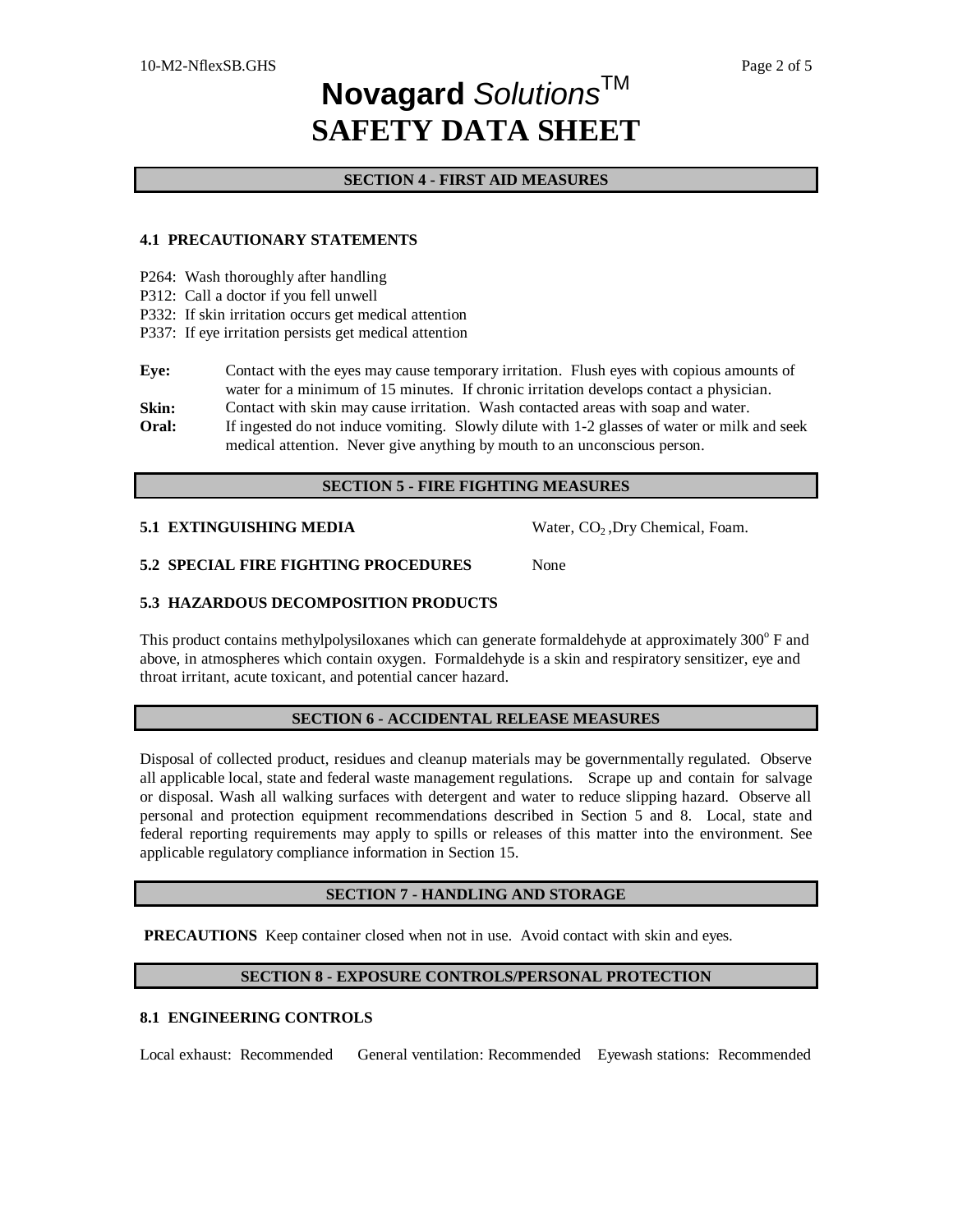# Novagard *Solutions*™
# SAFETY DATA SHEET

## SECTION 4 - FIRST AID MEASURES

### 4.1 PRECAUTIONARY STATEMENTS

P264: Wash thoroughly after handling
P312: Call a doctor if you fell unwell
P332: If skin irritation occurs get medical attention
P337: If eye irritation persists get medical attention

**Eye:** Contact with the eyes may cause temporary irritation. Flush eyes with copious amounts of water for a minimum of 15 minutes. If chronic irritation develops contact a physician.

**Skin:** Contact with skin may cause irritation. Wash contacted areas with soap and water.

**Oral:** If ingested do not induce vomiting. Slowly dilute with 1-2 glasses of water or milk and seek medical attention. Never give anything by mouth to an unconscious person.

## SECTION 5 - FIRE FIGHTING MEASURES

**5.1 EXTINGUISHING MEDIA** Water, $CO_2$ ,Dry Chemical, Foam.

**5.2 SPECIAL FIRE FIGHTING PROCEDURES** None

### 5.3 HAZARDOUS DECOMPOSITION PRODUCTS

This product contains methylpolysiloxanes which can generate formaldehyde at approximately 300$^{o}$ F and above, in atmospheres which contain oxygen. Formaldehyde is a skin and respiratory sensitizer, eye and throat irritant, acute toxicant, and potential cancer hazard.

## SECTION 6 - ACCIDENTAL RELEASE MEASURES

Disposal of collected product, residues and cleanup materials may be governmentally regulated. Observe all applicable local, state and federal waste management regulations. Scrape up and contain for salvage or disposal. Wash all walking surfaces with detergent and water to reduce slipping hazard. Observe all personal and protection equipment recommendations described in Section 5 and 8. Local, state and federal reporting requirements may apply to spills or releases of this matter into the environment. See applicable regulatory compliance information in Section 15.

## SECTION 7 - HANDLING AND STORAGE

**PRECAUTIONS** Keep container closed when not in use. Avoid contact with skin and eyes.

## SECTION 8 - EXPOSURE CONTROLS/PERSONAL PROTECTION

### 8.1 ENGINEERING CONTROLS

Local exhaust: Recommended General ventilation: Recommended Eyewash stations: Recommended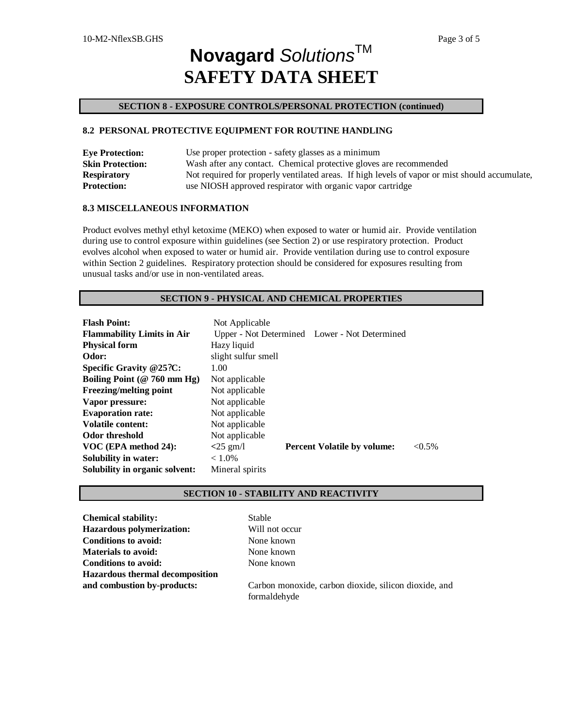# Novagard *Solutions*™
# SAFETY DATA SHEET

## SECTION 8 - EXPOSURE CONTROLS/PERSONAL PROTECTION (continued)

### 8.2 PERSONAL PROTECTIVE EQUIPMENT FOR ROUTINE HANDLING

| | |
|---|---|
| **Eye Protection:** | Use proper protection - safety glasses as a minimum |
| **Skin Protection:** | Wash after any contact. Chemical protective gloves are recommended |
| **Respiratory Protection:** | Not required for properly ventilated areas. If high levels of vapor or mist should accumulate, use NIOSH approved respirator with organic vapor cartridge |

### 8.3 MISCELLANEOUS INFORMATION

Product evolves methyl ethyl ketoxime (MEKO) when exposed to water or humid air. Provide ventilation during use to control exposure within guidelines (see Section 2) or use respiratory protection. Product evolves alcohol when exposed to water or humid air. Provide ventilation during use to control exposure within Section 2 guidelines. Respiratory protection should be considered for exposures resulting from unusual tasks and/or use in non-ventilated areas.

## SECTION 9 - PHYSICAL AND CHEMICAL PROPERTIES

| | | | |
|---|---|---|---|
| **Flash Point:** | Not Applicable | | |
| **Flammability Limits in Air** | Upper - Not Determined | Lower - Not Determined | |
| **Physical form** | Hazy liquid | | |
| **Odor:** | slight sulfur smell | | |
| **Specific Gravity @25?C:** | 1.00 | | |
| **Boiling Point (@ 760 mm Hg)** | Not applicable | | |
| **Freezing/melting point** | Not applicable | | |
| **Vapor pressure:** | Not applicable | | |
| **Evaporation rate:** | Not applicable | | |
| **Volatile content:** | Not applicable | | |
| **Odor threshold** | Not applicable | | |
| **VOC (EPA method 24):** | <25 gm/l | **Percent Volatile by volume:** | <0.5% |
| **Solubility in water:** | < 1.0% | | |
| **Solubility in organic solvent:** | Mineral spirits | | |

## SECTION 10 - STABILITY AND REACTIVITY

| | |
|---|---|
| **Chemical stability:** | Stable |
| **Hazardous polymerization:** | Will not occur |
| **Conditions to avoid:** | None known |
| **Materials to avoid:** | None known |
| **Conditions to avoid:** | None known |
| **Hazardous thermal decomposition and combustion by-products:** | Carbon monoxide, carbon dioxide, silicon dioxide, and formaldehyde |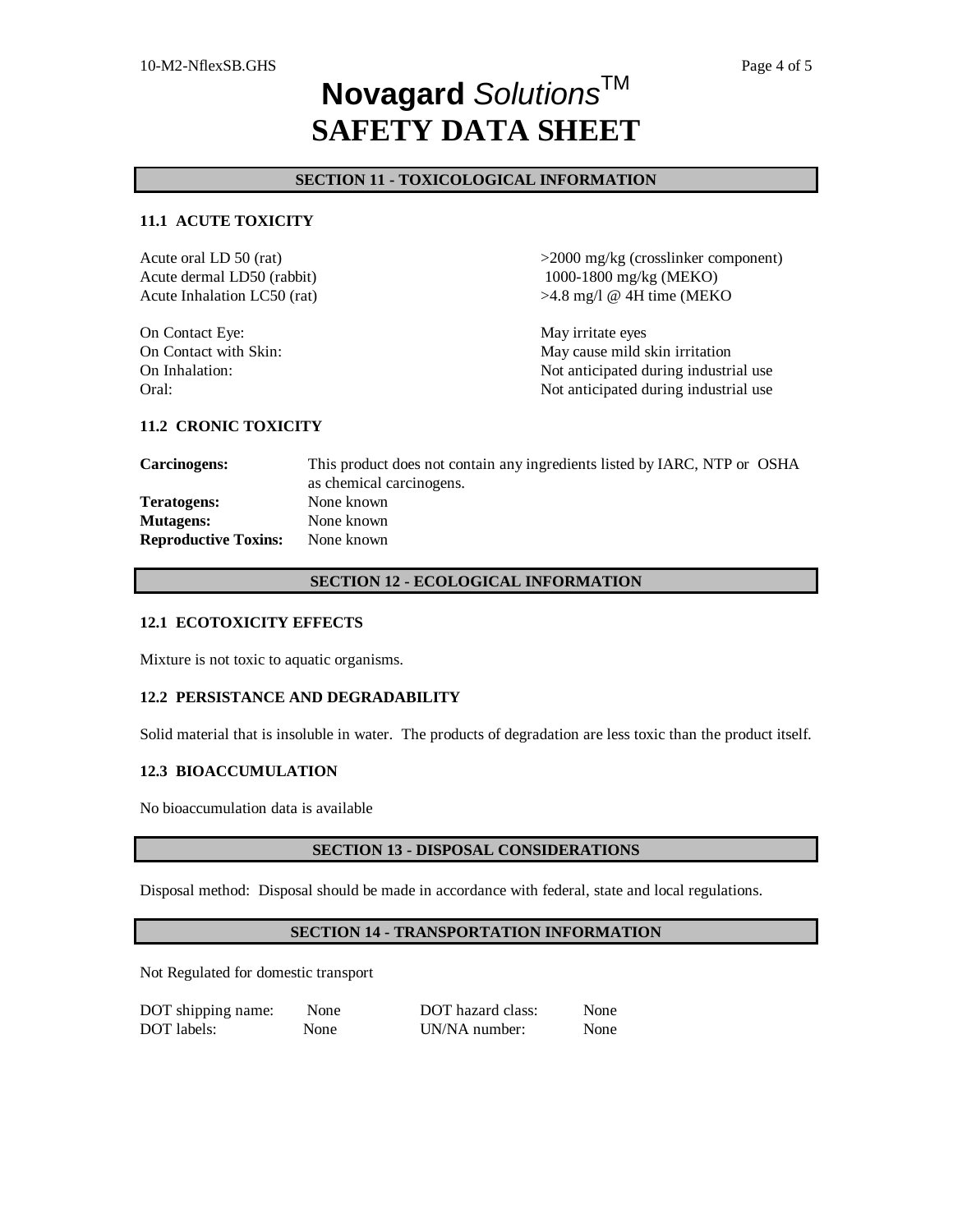# Novagard *Solutions*™
# SAFETY DATA SHEET

## SECTION 11 - TOXICOLOGICAL INFORMATION

### 11.1 ACUTE TOXICITY

| | |
|---|---|
| Acute oral LD 50 (rat) | >2000 mg/kg (crosslinker component) |
| Acute dermal LD50 (rabbit) | 1000-1800 mg/kg (MEKO) |
| Acute Inhalation LC50 (rat) | >4.8 mg/l @ 4H time (MEKO |

| | |
|---|---|
| On Contact Eye: | May irritate eyes |
| On Contact with Skin: | May cause mild skin irritation |
| On Inhalation: | Not anticipated during industrial use |
| Oral: | Not anticipated during industrial use |

### 11.2 CRONIC TOXICITY

| | |
|---|---|
| **Carcinogens:** | This product does not contain any ingredients listed by IARC, NTP or OSHA as chemical carcinogens. |
| **Teratogens:** | None known |
| **Mutagens:** | None known |
| **Reproductive Toxins:** | None known |

## SECTION 12 - ECOLOGICAL INFORMATION

### 12.1 ECOTOXICITY EFFECTS

Mixture is not toxic to aquatic organisms.

### 12.2 PERSISTANCE AND DEGRADABILITY

Solid material that is insoluble in water. The products of degradation are less toxic than the product itself.

### 12.3 BIOACCUMULATION

No bioaccumulation data is available

## SECTION 13 - DISPOSAL CONSIDERATIONS

Disposal method: Disposal should be made in accordance with federal, state and local regulations.

## SECTION 14 - TRANSPORTATION INFORMATION

Not Regulated for domestic transport

| | | | |
|---|---|---|---|
| DOT shipping name: | None | DOT hazard class: | None |
| DOT labels: | None | UN/NA number: | None |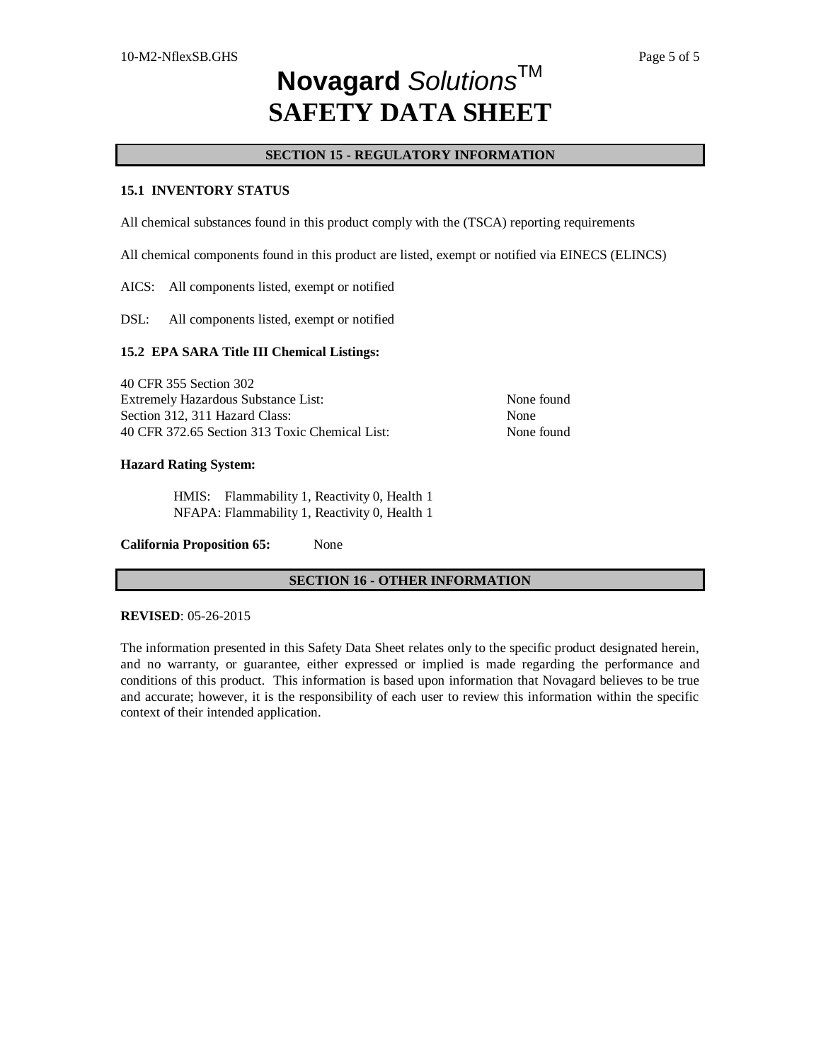# **Novagard** *Solutions*™
# SAFETY DATA SHEET

## SECTION 15 - REGULATORY INFORMATION

### 15.1 INVENTORY STATUS

All chemical substances found in this product comply with the (TSCA) reporting requirements

All chemical components found in this product are listed, exempt or notified via EINECS (ELINCS)

AICS: All components listed, exempt or notified

DSL: All components listed, exempt or notified

### 15.2 EPA SARA Title III Chemical Listings:

| | |
|---|---|
| 40 CFR 355 Section 302 | |
| Extremely Hazardous Substance List: | None found |
| Section 312, 311 Hazard Class: | None |
| 40 CFR 372.65 Section 313 Toxic Chemical List: | None found |

**Hazard Rating System:**

HMIS: Flammability 1, Reactivity 0, Health 1
NFAPA: Flammability 1, Reactivity 0, Health 1

**California Proposition 65:** None

## SECTION 16 - OTHER INFORMATION

**REVISED**: 05-26-2015

The information presented in this Safety Data Sheet relates only to the specific product designated herein, and no warranty, or guarantee, either expressed or implied is made regarding the performance and conditions of this product. This information is based upon information that Novagard believes to be true and accurate; however, it is the responsibility of each user to review this information within the specific context of their intended application.